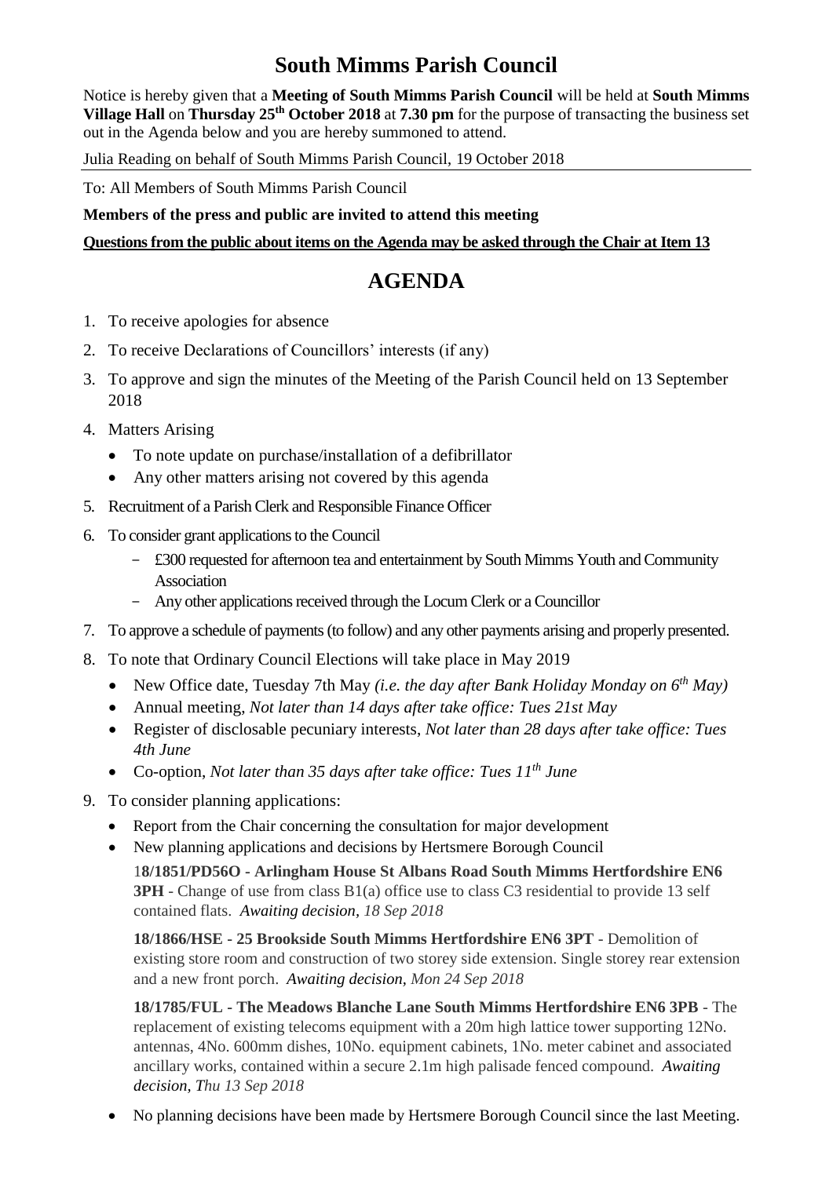# South Mimms Parish Council

Notice is hereby given that a **Meeting of South Mimms Parish Council** will be held at **South Mimms Village Hall** on **Thursday 25th October 2018** at **7.30 pm** for the purpose of transacting the business set out in the Agenda below and you are hereby summoned to attend.

Julia Reading on behalf of South Mimms Parish Council, 19 October 2018

---

To: All Members of South Mimms Parish Council

**Members of the press and public are invited to attend this meeting**

**Questions from the public about items on the Agenda may be asked through the Chair at Item 13**

## AGENDA

1. To receive apologies for absence
2. To receive Declarations of Councillors' interests (if any)
3. To approve and sign the minutes of the Meeting of the Parish Council held on 13 September 2018
4. Matters Arising
   - To note update on purchase/installation of a defibrillator
   - Any other matters arising not covered by this agenda
5. Recruitment of a Parish Clerk and Responsible Finance Officer
6. To consider grant applications to the Council
   - £300 requested for afternoon tea and entertainment by South Mimms Youth and Community Association
   - Any other applications received through the Locum Clerk or a Councillor
7. To approve a schedule of payments (to follow) and any other payments arising and properly presented.
8. To note that Ordinary Council Elections will take place in May 2019
   - New Office date, Tuesday 7th May *(i.e. the day after Bank Holiday Monday on 6th May)*
   - Annual meeting, *Not later than 14 days after take office: Tues 21st May*
   - Register of disclosable pecuniary interests, *Not later than 28 days after take office: Tues 4th June*
   - Co-option, *Not later than 35 days after take office: Tues 11th June*
9. To consider planning applications:
   - Report from the Chair concerning the consultation for major development
   - New planning applications and decisions by Hertsmere Borough Council

     **18/1851/PD56O - Arlingham House St Albans Road South Mimms Hertfordshire EN6 3PH** - Change of use from class B1(a) office use to class C3 residential to provide 13 self contained flats. *Awaiting decision, 18 Sep 2018*

     **18/1866/HSE - 25 Brookside South Mimms Hertfordshire EN6 3PT** - Demolition of existing store room and construction of two storey side extension. Single storey rear extension and a new front porch. *Awaiting decision, Mon 24 Sep 2018*

     **18/1785/FUL - The Meadows Blanche Lane South Mimms Hertfordshire EN6 3PB** - The replacement of existing telecoms equipment with a 20m high lattice tower supporting 12No. antennas, 4No. 600mm dishes, 10No. equipment cabinets, 1No. meter cabinet and associated ancillary works, contained within a secure 2.1m high palisade fenced compound. *Awaiting decision, Thu 13 Sep 2018*

   - No planning decisions have been made by Hertsmere Borough Council since the last Meeting.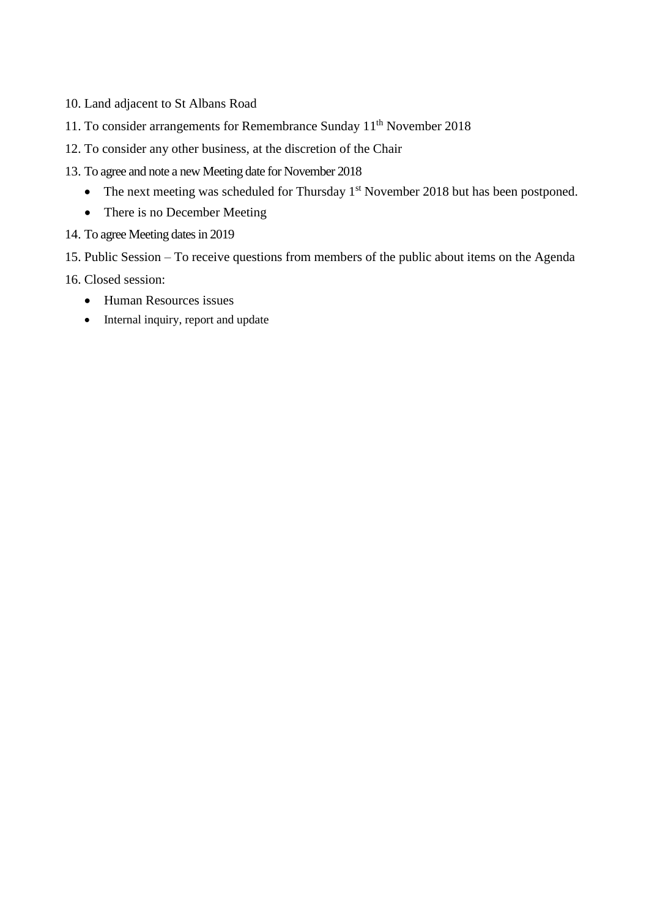10. Land adjacent to St Albans Road
11. To consider arrangements for Remembrance Sunday 11th November 2018
12. To consider any other business, at the discretion of the Chair
13. To agree and note a new Meeting date for November 2018
    - The next meeting was scheduled for Thursday 1st November 2018 but has been postponed.
    - There is no December Meeting
14. To agree Meeting dates in 2019
15. Public Session – To receive questions from members of the public about items on the Agenda
16. Closed session:
    - Human Resources issues
    - Internal inquiry, report and update